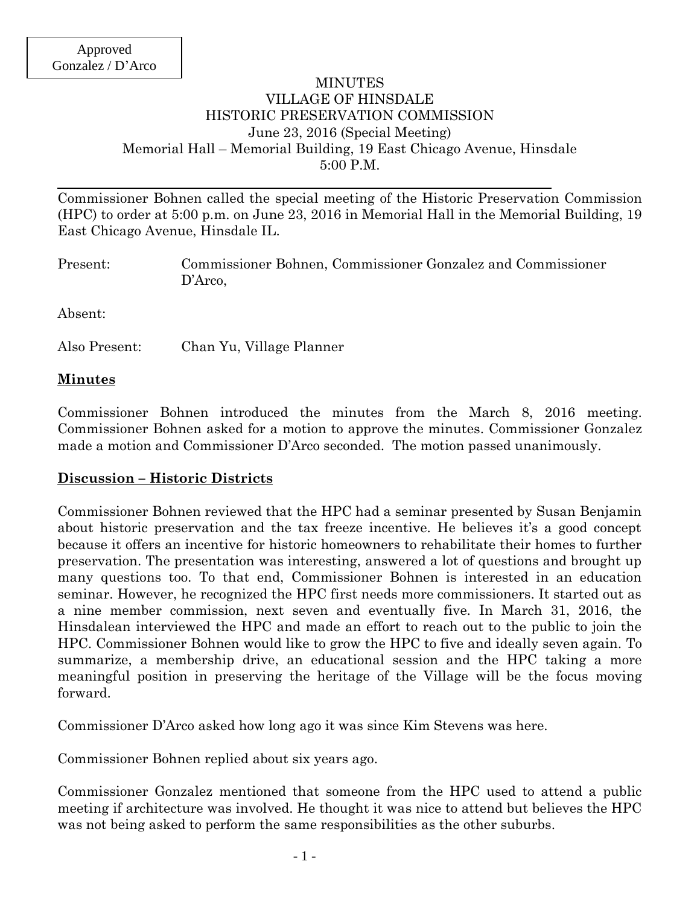Approved
Gonzalez / D'Arco

# MINUTES
# VILLAGE OF HINSDALE
# HISTORIC PRESERVATION COMMISSION

June 23, 2016 (Special Meeting)
Memorial Hall – Memorial Building, 19 East Chicago Avenue, Hinsdale
5:00 P.M.

---

Commissioner Bohnen called the special meeting of the Historic Preservation Commission (HPC) to order at 5:00 p.m. on June 23, 2016 in Memorial Hall in the Memorial Building, 19 East Chicago Avenue, Hinsdale IL.

Present: Commissioner Bohnen, Commissioner Gonzalez and Commissioner D'Arco,

Absent:

Also Present: Chan Yu, Village Planner

**Minutes**

Commissioner Bohnen introduced the minutes from the March 8, 2016 meeting. Commissioner Bohnen asked for a motion to approve the minutes. Commissioner Gonzalez made a motion and Commissioner D'Arco seconded. The motion passed unanimously.

**Discussion – Historic Districts**

Commissioner Bohnen reviewed that the HPC had a seminar presented by Susan Benjamin about historic preservation and the tax freeze incentive. He believes it's a good concept because it offers an incentive for historic homeowners to rehabilitate their homes to further preservation. The presentation was interesting, answered a lot of questions and brought up many questions too. To that end, Commissioner Bohnen is interested in an education seminar. However, he recognized the HPC first needs more commissioners. It started out as a nine member commission, next seven and eventually five. In March 31, 2016, the Hinsdalean interviewed the HPC and made an effort to reach out to the public to join the HPC. Commissioner Bohnen would like to grow the HPC to five and ideally seven again. To summarize, a membership drive, an educational session and the HPC taking a more meaningful position in preserving the heritage of the Village will be the focus moving forward.

Commissioner D'Arco asked how long ago it was since Kim Stevens was here.

Commissioner Bohnen replied about six years ago.

Commissioner Gonzalez mentioned that someone from the HPC used to attend a public meeting if architecture was involved. He thought it was nice to attend but believes the HPC was not being asked to perform the same responsibilities as the other suburbs.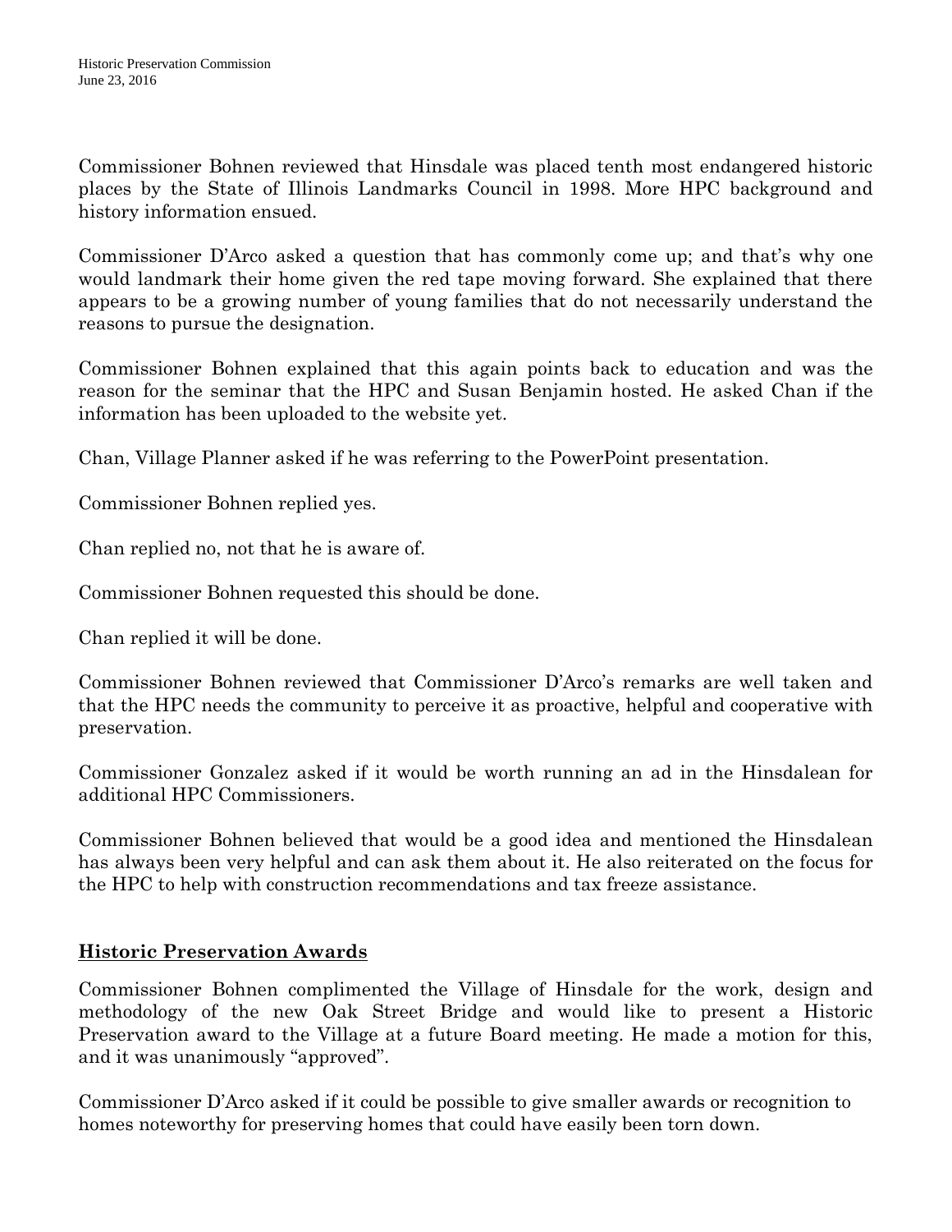Commissioner Bohnen reviewed that Hinsdale was placed tenth most endangered historic places by the State of Illinois Landmarks Council in 1998. More HPC background and history information ensued.

Commissioner D'Arco asked a question that has commonly come up; and that's why one would landmark their home given the red tape moving forward. She explained that there appears to be a growing number of young families that do not necessarily understand the reasons to pursue the designation.

Commissioner Bohnen explained that this again points back to education and was the reason for the seminar that the HPC and Susan Benjamin hosted. He asked Chan if the information has been uploaded to the website yet.

Chan, Village Planner asked if he was referring to the PowerPoint presentation.

Commissioner Bohnen replied yes.

Chan replied no, not that he is aware of.

Commissioner Bohnen requested this should be done.

Chan replied it will be done.

Commissioner Bohnen reviewed that Commissioner D'Arco's remarks are well taken and that the HPC needs the community to perceive it as proactive, helpful and cooperative with preservation.

Commissioner Gonzalez asked if it would be worth running an ad in the Hinsdalean for additional HPC Commissioners.

Commissioner Bohnen believed that would be a good idea and mentioned the Hinsdalean has always been very helpful and can ask them about it. He also reiterated on the focus for the HPC to help with construction recommendations and tax freeze assistance.

## Historic Preservation Awards

Commissioner Bohnen complimented the Village of Hinsdale for the work, design and methodology of the new Oak Street Bridge and would like to present a Historic Preservation award to the Village at a future Board meeting. He made a motion for this, and it was unanimously "approved".

Commissioner D'Arco asked if it could be possible to give smaller awards or recognition to homes noteworthy for preserving homes that could have easily been torn down.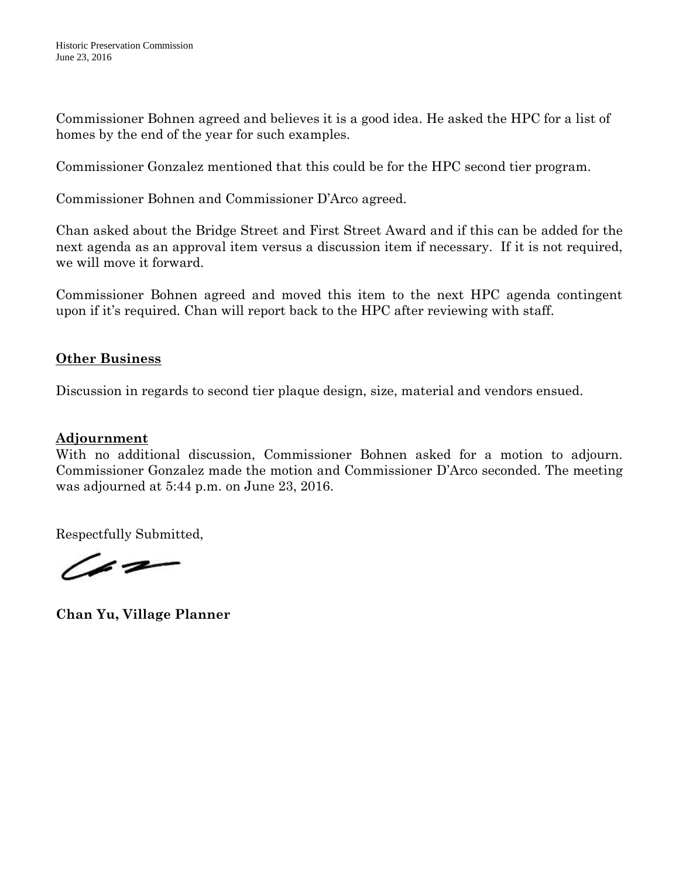Commissioner Bohnen agreed and believes it is a good idea. He asked the HPC for a list of homes by the end of the year for such examples.

Commissioner Gonzalez mentioned that this could be for the HPC second tier program.

Commissioner Bohnen and Commissioner D'Arco agreed.

Chan asked about the Bridge Street and First Street Award and if this can be added for the next agenda as an approval item versus a discussion item if necessary. If it is not required, we will move it forward.

Commissioner Bohnen agreed and moved this item to the next HPC agenda contingent upon if it's required. Chan will report back to the HPC after reviewing with staff.

## Other Business

Discussion in regards to second tier plaque design, size, material and vendors ensued.

## Adjournment

With no additional discussion, Commissioner Bohnen asked for a motion to adjourn. Commissioner Gonzalez made the motion and Commissioner D'Arco seconded. The meeting was adjourned at 5:44 p.m. on June 23, 2016.

Respectfully Submitted,

**Chan Yu, Village Planner**